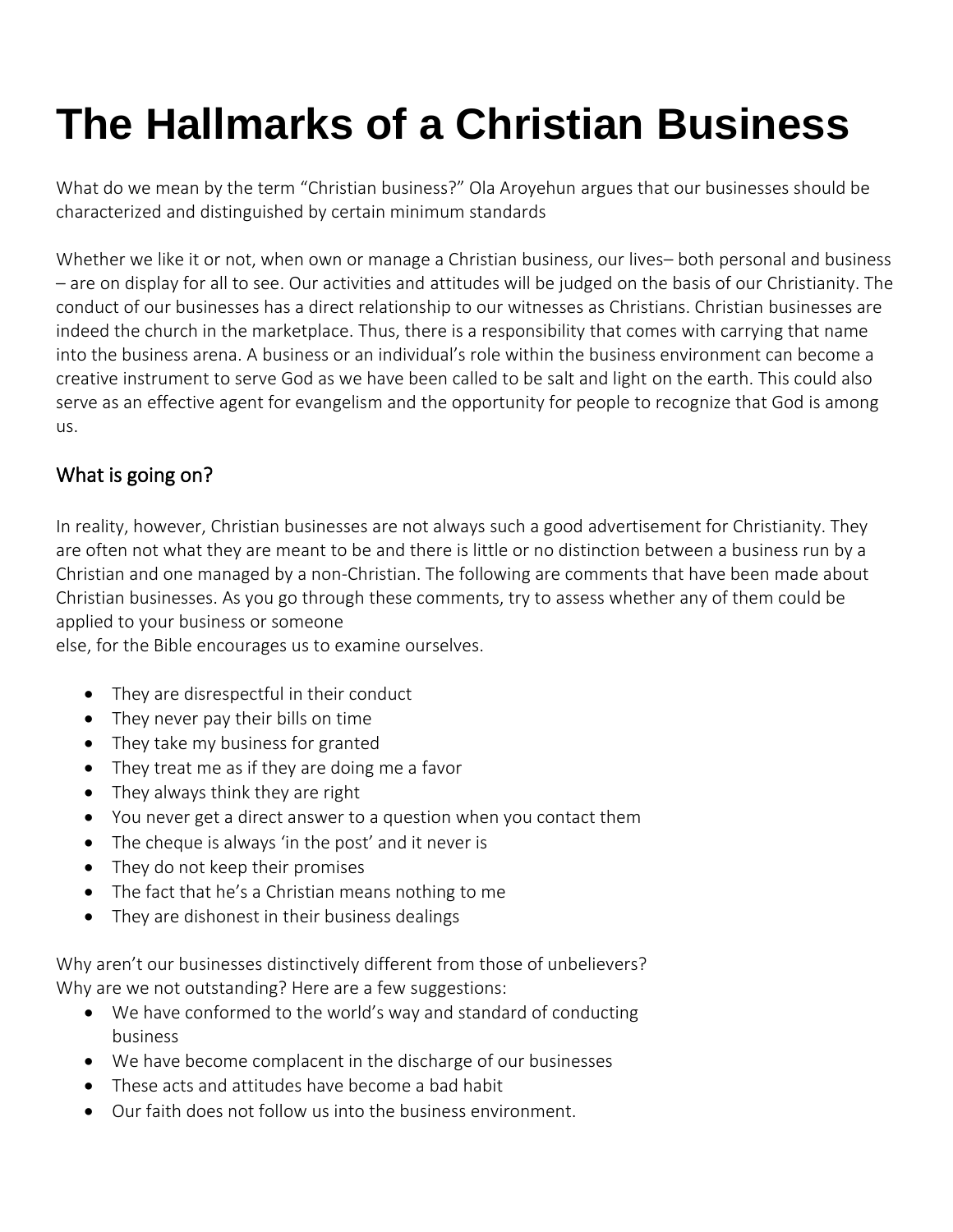# The Hallmarks of a Christian Business

What do we mean by the term "Christian business?" Ola Aroyehun argues that our businesses should be characterized and distinguished by certain minimum standards

Whether we like it or not, when own or manage a Christian business, our lives– both personal and business – are on display for all to see. Our activities and attitudes will be judged on the basis of our Christianity. The conduct of our businesses has a direct relationship to our witnesses as Christians. Christian businesses are indeed the church in the marketplace. Thus, there is a responsibility that comes with carrying that name into the business arena. A business or an individual's role within the business environment can become a creative instrument to serve God as we have been called to be salt and light on the earth. This could also serve as an effective agent for evangelism and the opportunity for people to recognize that God is among us.

## What is going on?

In reality, however, Christian businesses are not always such a good advertisement for Christianity. They are often not what they are meant to be and there is little or no distinction between a business run by a Christian and one managed by a non-Christian. The following are comments that have been made about Christian businesses. As you go through these comments, try to assess whether any of them could be applied to your business or someone else, for the Bible encourages us to examine ourselves.

- They are disrespectful in their conduct
- They never pay their bills on time
- They take my business for granted
- They treat me as if they are doing me a favor
- They always think they are right
- You never get a direct answer to a question when you contact them
- The cheque is always 'in the post' and it never is
- They do not keep their promises
- The fact that he's a Christian means nothing to me
- They are dishonest in their business dealings

Why aren't our businesses distinctively different from those of unbelievers?
Why are we not outstanding? Here are a few suggestions:

- We have conformed to the world's way and standard of conducting business
- We have become complacent in the discharge of our businesses
- These acts and attitudes have become a bad habit
- Our faith does not follow us into the business environment.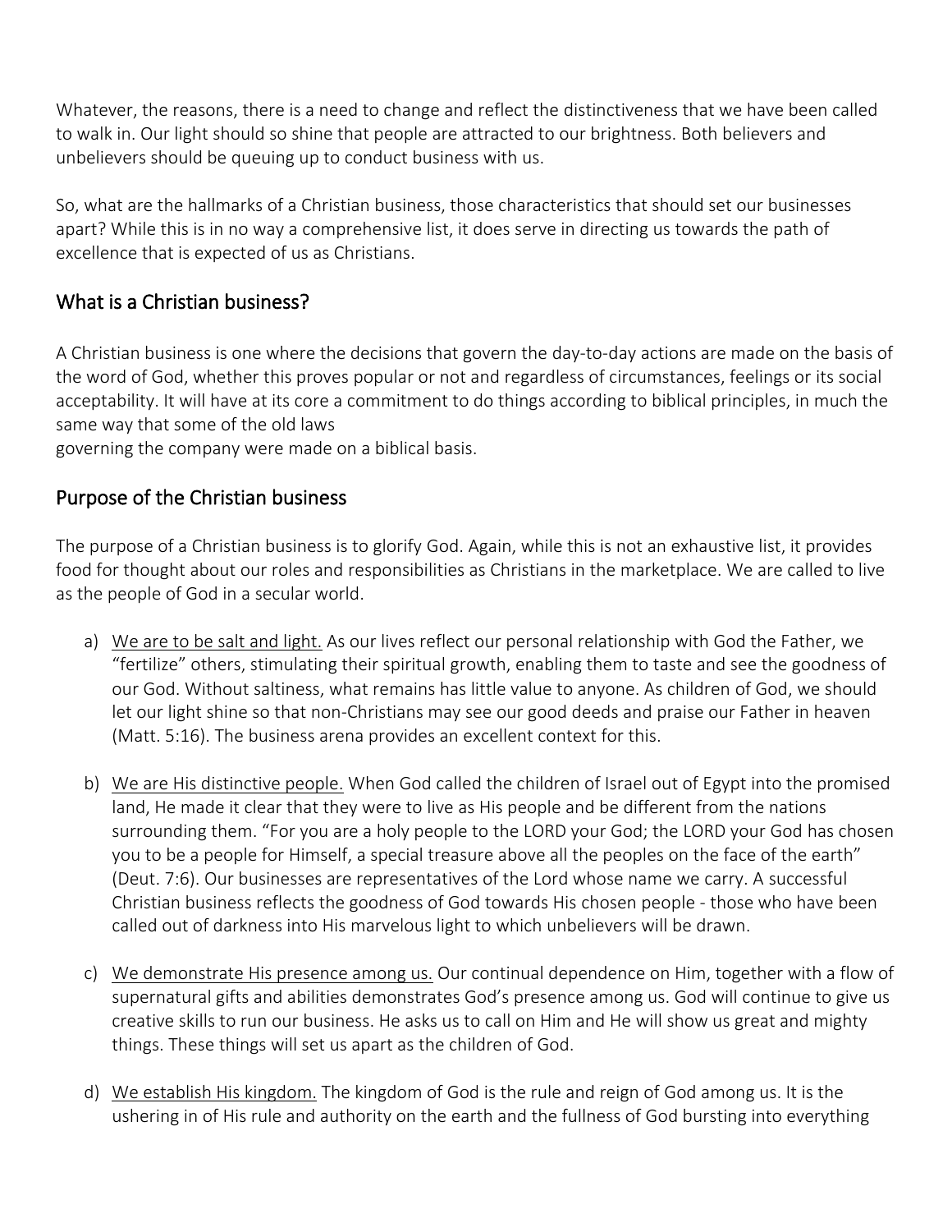Whatever, the reasons, there is a need to change and reflect the distinctiveness that we have been called to walk in. Our light should so shine that people are attracted to our brightness. Both believers and unbelievers should be queuing up to conduct business with us.

So, what are the hallmarks of a Christian business, those characteristics that should set our businesses apart? While this is in no way a comprehensive list, it does serve in directing us towards the path of excellence that is expected of us as Christians.

## What is a Christian business?

A Christian business is one where the decisions that govern the day-to-day actions are made on the basis of the word of God, whether this proves popular or not and regardless of circumstances, feelings or its social acceptability. It will have at its core a commitment to do things according to biblical principles, in much the same way that some of the old laws
governing the company were made on a biblical basis.

## Purpose of the Christian business

The purpose of a Christian business is to glorify God. Again, while this is not an exhaustive list, it provides food for thought about our roles and responsibilities as Christians in the marketplace. We are called to live as the people of God in a secular world.

a) <u>We are to be salt and light.</u> As our lives reflect our personal relationship with God the Father, we "fertilize" others, stimulating their spiritual growth, enabling them to taste and see the goodness of our God. Without saltiness, what remains has little value to anyone. As children of God, we should let our light shine so that non-Christians may see our good deeds and praise our Father in heaven (Matt. 5:16). The business arena provides an excellent context for this.

b) <u>We are His distinctive people.</u> When God called the children of Israel out of Egypt into the promised land, He made it clear that they were to live as His people and be different from the nations surrounding them. "For you are a holy people to the LORD your God; the LORD your God has chosen you to be a people for Himself, a special treasure above all the peoples on the face of the earth" (Deut. 7:6). Our businesses are representatives of the Lord whose name we carry. A successful Christian business reflects the goodness of God towards His chosen people - those who have been called out of darkness into His marvelous light to which unbelievers will be drawn.

c) <u>We demonstrate His presence among us.</u> Our continual dependence on Him, together with a flow of supernatural gifts and abilities demonstrates God's presence among us. God will continue to give us creative skills to run our business. He asks us to call on Him and He will show us great and mighty things. These things will set us apart as the children of God.

d) <u>We establish His kingdom.</u> The kingdom of God is the rule and reign of God among us. It is the ushering in of His rule and authority on the earth and the fullness of God bursting into everything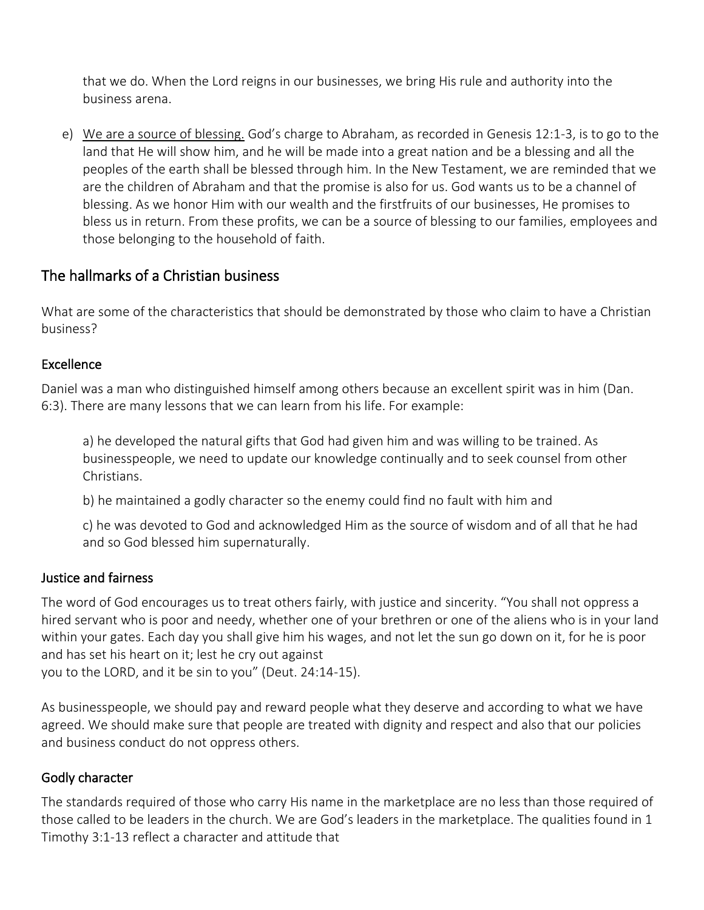that we do. When the Lord reigns in our businesses, we bring His rule and authority into the business arena.

e) <u>We are a source of blessing.</u> God's charge to Abraham, as recorded in Genesis 12:1-3, is to go to the land that He will show him, and he will be made into a great nation and be a blessing and all the peoples of the earth shall be blessed through him. In the New Testament, we are reminded that we are the children of Abraham and that the promise is also for us. God wants us to be a channel of blessing. As we honor Him with our wealth and the firstfruits of our businesses, He promises to bless us in return. From these profits, we can be a source of blessing to our families, employees and those belonging to the household of faith.

## The hallmarks of a Christian business

What are some of the characteristics that should be demonstrated by those who claim to have a Christian business?

### Excellence

Daniel was a man who distinguished himself among others because an excellent spirit was in him (Dan. 6:3). There are many lessons that we can learn from his life. For example:

a) he developed the natural gifts that God had given him and was willing to be trained. As businesspeople, we need to update our knowledge continually and to seek counsel from other Christians.

b) he maintained a godly character so the enemy could find no fault with him and

c) he was devoted to God and acknowledged Him as the source of wisdom and of all that he had and so God blessed him supernaturally.

### Justice and fairness

The word of God encourages us to treat others fairly, with justice and sincerity. "You shall not oppress a hired servant who is poor and needy, whether one of your brethren or one of the aliens who is in your land within your gates. Each day you shall give him his wages, and not let the sun go down on it, for he is poor and has set his heart on it; lest he cry out against
you to the LORD, and it be sin to you" (Deut. 24:14-15).

As businesspeople, we should pay and reward people what they deserve and according to what we have agreed. We should make sure that people are treated with dignity and respect and also that our policies and business conduct do not oppress others.

### Godly character

The standards required of those who carry His name in the marketplace are no less than those required of those called to be leaders in the church. We are God's leaders in the marketplace. The qualities found in 1 Timothy 3:1-13 reflect a character and attitude that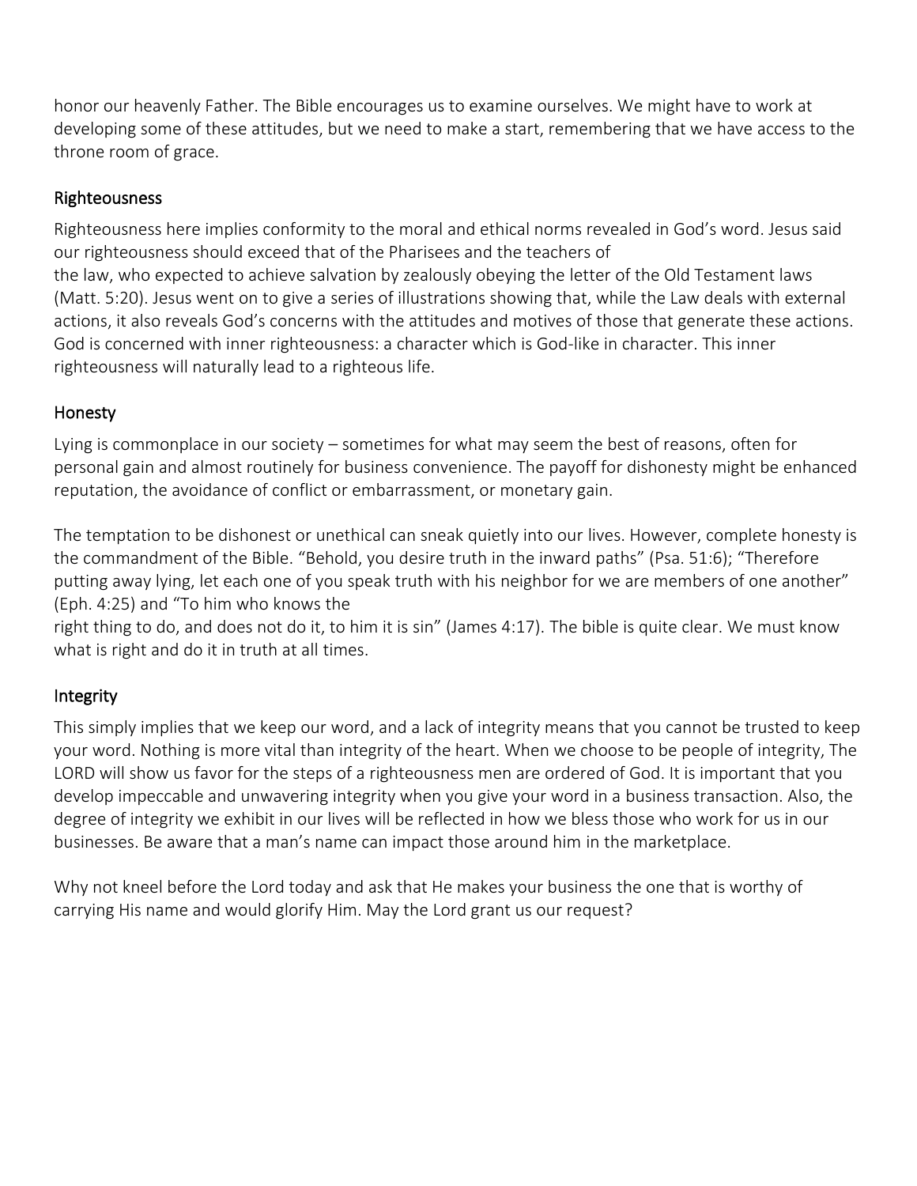honor our heavenly Father. The Bible encourages us to examine ourselves. We might have to work at developing some of these attitudes, but we need to make a start, remembering that we have access to the throne room of grace.

## Righteousness

Righteousness here implies conformity to the moral and ethical norms revealed in God's word. Jesus said our righteousness should exceed that of the Pharisees and the teachers of the law, who expected to achieve salvation by zealously obeying the letter of the Old Testament laws (Matt. 5:20). Jesus went on to give a series of illustrations showing that, while the Law deals with external actions, it also reveals God's concerns with the attitudes and motives of those that generate these actions. God is concerned with inner righteousness: a character which is God-like in character. This inner righteousness will naturally lead to a righteous life.

## Honesty

Lying is commonplace in our society – sometimes for what may seem the best of reasons, often for personal gain and almost routinely for business convenience. The payoff for dishonesty might be enhanced reputation, the avoidance of conflict or embarrassment, or monetary gain.

The temptation to be dishonest or unethical can sneak quietly into our lives. However, complete honesty is the commandment of the Bible. "Behold, you desire truth in the inward paths" (Psa. 51:6); "Therefore putting away lying, let each one of you speak truth with his neighbor for we are members of one another" (Eph. 4:25) and "To him who knows the right thing to do, and does not do it, to him it is sin" (James 4:17). The bible is quite clear. We must know what is right and do it in truth at all times.

## Integrity

This simply implies that we keep our word, and a lack of integrity means that you cannot be trusted to keep your word. Nothing is more vital than integrity of the heart. When we choose to be people of integrity, The LORD will show us favor for the steps of a righteousness men are ordered of God. It is important that you develop impeccable and unwavering integrity when you give your word in a business transaction. Also, the degree of integrity we exhibit in our lives will be reflected in how we bless those who work for us in our businesses. Be aware that a man's name can impact those around him in the marketplace.

Why not kneel before the Lord today and ask that He makes your business the one that is worthy of carrying His name and would glorify Him. May the Lord grant us our request?